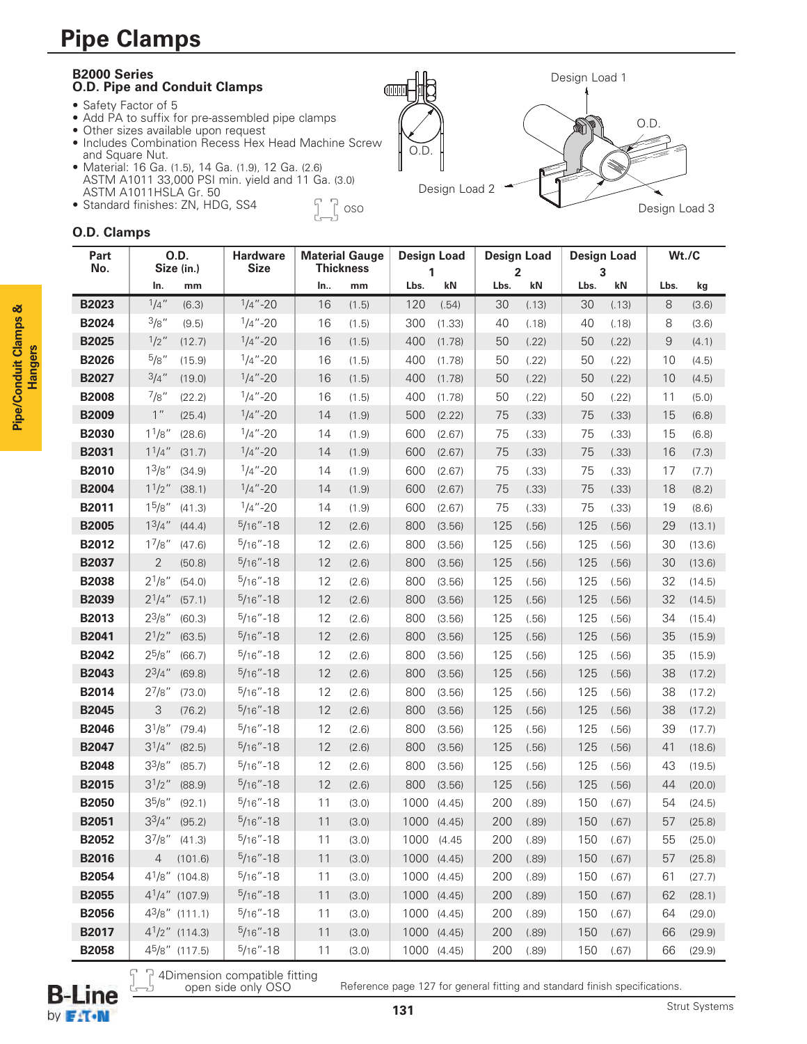# Pipe Clamps

## B2000 Series
## O.D. Pipe and Conduit Clamps

- Safety Factor of 5
- Add PA to suffix for pre-assembled pipe clamps
- Other sizes available upon request
- Includes Combination Recess Hex Head Machine Screw and Square Nut.
- Material: 16 Ga. (1.5), 14 Ga. (1.9), 12 Ga. (2.6) ASTM A1011 33,000 PSI min. yield and 11 Ga. (3.0) ASTM A1011HSLA Gr. 50
- Standard finishes: ZN, HDG, SS4

OSO

Design Load 1

O.D.

Design Load 2

Design Load 3

### O.D. Clamps

| Part No. | O.D. Size (in.) | | Hardware Size | Material Gauge Thickness | | Design Load 1 | | Design Load 2 | | Design Load 3 | | Wt./C | |
|---|---|---|---|---|---|---|---|---|---|---|---|---|---|
| | In. | mm | | In.. | mm | Lbs. | kN | Lbs. | kN | Lbs. | kN | Lbs. | kg |
| **B2023** | 1/4" | (6.3) | 1/4"-20 | 16 | (1.5) | 120 | (.54) | 30 | (.13) | 30 | (.13) | 8 | (3.6) |
| **B2024** | 3/8" | (9.5) | 1/4"-20 | 16 | (1.5) | 300 | (1.33) | 40 | (.18) | 40 | (.18) | 8 | (3.6) |
| **B2025** | 1/2" | (12.7) | 1/4"-20 | 16 | (1.5) | 400 | (1.78) | 50 | (.22) | 50 | (.22) | 9 | (4.1) |
| **B2026** | 5/8" | (15.9) | 1/4"-20 | 16 | (1.5) | 400 | (1.78) | 50 | (.22) | 50 | (.22) | 10 | (4.5) |
| **B2027** | 3/4" | (19.0) | 1/4"-20 | 16 | (1.5) | 400 | (1.78) | 50 | (.22) | 50 | (.22) | 10 | (4.5) |
| **B2008** | 7/8" | (22.2) | 1/4"-20 | 16 | (1.5) | 400 | (1.78) | 50 | (.22) | 50 | (.22) | 11 | (5.0) |
| **B2009** | 1" | (25.4) | 1/4"-20 | 14 | (1.9) | 500 | (2.22) | 75 | (.33) | 75 | (.33) | 15 | (6.8) |
| **B2030** | 1 1/8" | (28.6) | 1/4"-20 | 14 | (1.9) | 600 | (2.67) | 75 | (.33) | 75 | (.33) | 15 | (6.8) |
| **B2031** | 1 1/4" | (31.7) | 1/4"-20 | 14 | (1.9) | 600 | (2.67) | 75 | (.33) | 75 | (.33) | 16 | (7.3) |
| **B2010** | 1 3/8" | (34.9) | 1/4"-20 | 14 | (1.9) | 600 | (2.67) | 75 | (.33) | 75 | (.33) | 17 | (7.7) |
| **B2004** | 1 1/2" | (38.1) | 1/4"-20 | 14 | (1.9) | 600 | (2.67) | 75 | (.33) | 75 | (.33) | 18 | (8.2) |
| **B2011** | 1 5/8" | (41.3) | 1/4"-20 | 14 | (1.9) | 600 | (2.67) | 75 | (.33) | 75 | (.33) | 19 | (8.6) |
| **B2005** | 1 3/4" | (44.4) | 5/16"-18 | 12 | (2.6) | 800 | (3.56) | 125 | (.56) | 125 | (.56) | 29 | (13.1) |
| **B2012** | 1 7/8" | (47.6) | 5/16"-18 | 12 | (2.6) | 800 | (3.56) | 125 | (.56) | 125 | (.56) | 30 | (13.6) |
| **B2037** | 2 | (50.8) | 5/16"-18 | 12 | (2.6) | 800 | (3.56) | 125 | (.56) | 125 | (.56) | 30 | (13.6) |
| **B2038** | 2 1/8" | (54.0) | 5/16"-18 | 12 | (2.6) | 800 | (3.56) | 125 | (.56) | 125 | (.56) | 32 | (14.5) |
| **B2039** | 2 1/4" | (57.1) | 5/16"-18 | 12 | (2.6) | 800 | (3.56) | 125 | (.56) | 125 | (.56) | 32 | (14.5) |
| **B2013** | 2 3/8" | (60.3) | 5/16"-18 | 12 | (2.6) | 800 | (3.56) | 125 | (.56) | 125 | (.56) | 34 | (15.4) |
| **B2041** | 2 1/2" | (63.5) | 5/16"-18 | 12 | (2.6) | 800 | (3.56) | 125 | (.56) | 125 | (.56) | 35 | (15.9) |
| **B2042** | 2 5/8" | (66.7) | 5/16"-18 | 12 | (2.6) | 800 | (3.56) | 125 | (.56) | 125 | (.56) | 35 | (15.9) |
| **B2043** | 2 3/4" | (69.8) | 5/16"-18 | 12 | (2.6) | 800 | (3.56) | 125 | (.56) | 125 | (.56) | 38 | (17.2) |
| **B2014** | 2 7/8" | (73.0) | 5/16"-18 | 12 | (2.6) | 800 | (3.56) | 125 | (.56) | 125 | (.56) | 38 | (17.2) |
| **B2045** | 3 | (76.2) | 5/16"-18 | 12 | (2.6) | 800 | (3.56) | 125 | (.56) | 125 | (.56) | 38 | (17.2) |
| **B2046** | 3 1/8" | (79.4) | 5/16"-18 | 12 | (2.6) | 800 | (3.56) | 125 | (.56) | 125 | (.56) | 39 | (17.7) |
| **B2047** | 3 1/4" | (82.5) | 5/16"-18 | 12 | (2.6) | 800 | (3.56) | 125 | (.56) | 125 | (.56) | 41 | (18.6) |
| **B2048** | 3 3/8" | (85.7) | 5/16"-18 | 12 | (2.6) | 800 | (3.56) | 125 | (.56) | 125 | (.56) | 43 | (19.5) |
| **B2015** | 3 1/2" | (88.9) | 5/16"-18 | 12 | (2.6) | 800 | (3.56) | 125 | (.56) | 125 | (.56) | 44 | (20.0) |
| **B2050** | 3 5/8" | (92.1) | 5/16"-18 | 11 | (3.0) | 1000 | (4.45) | 200 | (.89) | 150 | (.67) | 54 | (24.5) |
| **B2051** | 3 3/4" | (95.2) | 5/16"-18 | 11 | (3.0) | 1000 | (4.45) | 200 | (.89) | 150 | (.67) | 57 | (25.8) |
| **B2052** | 3 7/8" | (41.3) | 5/16"-18 | 11 | (3.0) | 1000 | (4.45 | 200 | (.89) | 150 | (.67) | 55 | (25.0) |
| **B2016** | 4 | (101.6) | 5/16"-18 | 11 | (3.0) | 1000 | (4.45) | 200 | (.89) | 150 | (.67) | 57 | (25.8) |
| **B2054** | 4 1/8" | (104.8) | 5/16"-18 | 11 | (3.0) | 1000 | (4.45) | 200 | (.89) | 150 | (.67) | 61 | (27.7) |
| **B2055** | 4 1/4" | (107.9) | 5/16"-18 | 11 | (3.0) | 1000 | (4.45) | 200 | (.89) | 150 | (.67) | 62 | (28.1) |
| **B2056** | 4 3/8" | (111.1) | 5/16"-18 | 11 | (3.0) | 1000 | (4.45) | 200 | (.89) | 150 | (.67) | 64 | (29.0) |
| **B2017** | 4 1/2" | (114.3) | 5/16"-18 | 11 | (3.0) | 1000 | (4.45) | 200 | (.89) | 150 | (.67) | 66 | (29.9) |
| **B2058** | 4 5/8" | (117.5) | 5/16"-18 | 11 | (3.0) | 1000 | (4.45) | 200 | (.89) | 150 | (.67) | 66 | (29.9) |

4Dimension compatible fitting open side only OSO

Reference page 127 for general fitting and standard finish specifications.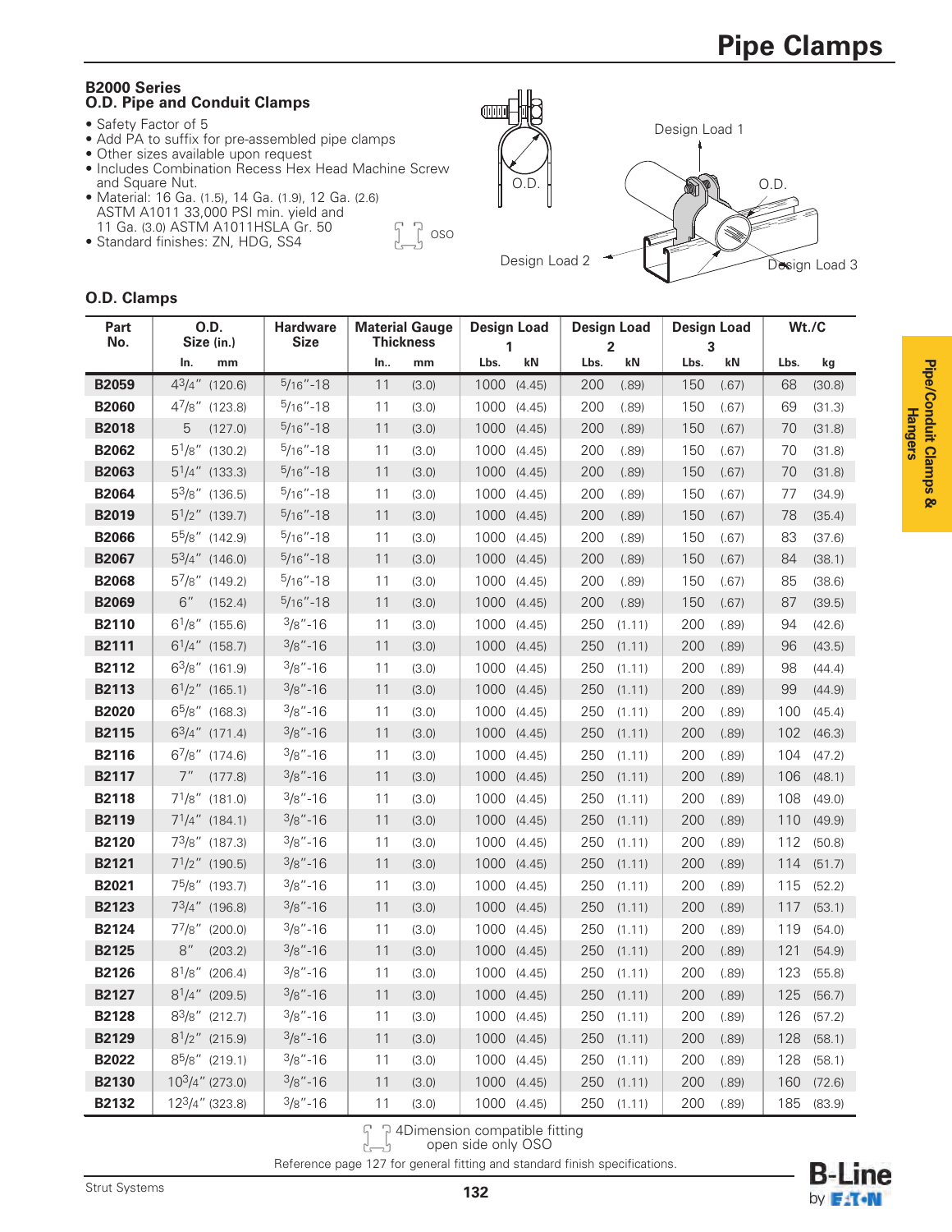# Pipe Clamps

## B2000 Series
## O.D. Pipe and Conduit Clamps

- Safety Factor of 5
- Add PA to suffix for pre-assembled pipe clamps
- Other sizes available upon request
- Includes Combination Recess Hex Head Machine Screw and Square Nut.
- Material: 16 Ga. (1.5), 14 Ga. (1.9), 12 Ga. (2.6) ASTM A1011 33,000 PSI min. yield and 11 Ga. (3.0) ASTM A1011HSLA Gr. 50
- Standard finishes: ZN, HDG, SS4

OSO

O.D.

Design Load 1

O.D.

Design Load 2

Design Load 3

### O.D. Clamps

| Part No. | O.D. Size (in.) | | Hardware Size | Material Gauge Thickness | | Design Load 1 | | Design Load 2 | | Design Load 3 | | Wt./C | |
|---|---|---|---|---|---|---|---|---|---|---|---|---|---|
| | In. | mm | | In.. | mm | Lbs. | kN | Lbs. | kN | Lbs. | kN | Lbs. | kg |
| B2059 | 4 3/4" | (120.6) | 5/16"-18 | 11 | (3.0) | 1000 | (4.45) | 200 | (.89) | 150 | (.67) | 68 | (30.8) |
| B2060 | 4 7/8" | (123.8) | 5/16"-18 | 11 | (3.0) | 1000 | (4.45) | 200 | (.89) | 150 | (.67) | 69 | (31.3) |
| B2018 | 5 | (127.0) | 5/16"-18 | 11 | (3.0) | 1000 | (4.45) | 200 | (.89) | 150 | (.67) | 70 | (31.8) |
| B2062 | 5 1/8" | (130.2) | 5/16"-18 | 11 | (3.0) | 1000 | (4.45) | 200 | (.89) | 150 | (.67) | 70 | (31.8) |
| B2063 | 5 1/4" | (133.3) | 5/16"-18 | 11 | (3.0) | 1000 | (4.45) | 200 | (.89) | 150 | (.67) | 70 | (31.8) |
| B2064 | 5 3/8" | (136.5) | 5/16"-18 | 11 | (3.0) | 1000 | (4.45) | 200 | (.89) | 150 | (.67) | 77 | (34.9) |
| B2019 | 5 1/2" | (139.7) | 5/16"-18 | 11 | (3.0) | 1000 | (4.45) | 200 | (.89) | 150 | (.67) | 78 | (35.4) |
| B2066 | 5 5/8" | (142.9) | 5/16"-18 | 11 | (3.0) | 1000 | (4.45) | 200 | (.89) | 150 | (.67) | 83 | (37.6) |
| B2067 | 5 3/4" | (146.0) | 5/16"-18 | 11 | (3.0) | 1000 | (4.45) | 200 | (.89) | 150 | (.67) | 84 | (38.1) |
| B2068 | 5 7/8" | (149.2) | 5/16"-18 | 11 | (3.0) | 1000 | (4.45) | 200 | (.89) | 150 | (.67) | 85 | (38.6) |
| B2069 | 6" | (152.4) | 5/16"-18 | 11 | (3.0) | 1000 | (4.45) | 200 | (.89) | 150 | (.67) | 87 | (39.5) |
| B2110 | 6 1/8" | (155.6) | 3/8"-16 | 11 | (3.0) | 1000 | (4.45) | 250 | (1.11) | 200 | (.89) | 94 | (42.6) |
| B2111 | 6 1/4" | (158.7) | 3/8"-16 | 11 | (3.0) | 1000 | (4.45) | 250 | (1.11) | 200 | (.89) | 96 | (43.5) |
| B2112 | 6 3/8" | (161.9) | 3/8"-16 | 11 | (3.0) | 1000 | (4.45) | 250 | (1.11) | 200 | (.89) | 98 | (44.4) |
| B2113 | 6 1/2" | (165.1) | 3/8"-16 | 11 | (3.0) | 1000 | (4.45) | 250 | (1.11) | 200 | (.89) | 99 | (44.9) |
| B2020 | 6 5/8" | (168.3) | 3/8"-16 | 11 | (3.0) | 1000 | (4.45) | 250 | (1.11) | 200 | (.89) | 100 | (45.4) |
| B2115 | 6 3/4" | (171.4) | 3/8"-16 | 11 | (3.0) | 1000 | (4.45) | 250 | (1.11) | 200 | (.89) | 102 | (46.3) |
| B2116 | 6 7/8" | (174.6) | 3/8"-16 | 11 | (3.0) | 1000 | (4.45) | 250 | (1.11) | 200 | (.89) | 104 | (47.2) |
| B2117 | 7" | (177.8) | 3/8"-16 | 11 | (3.0) | 1000 | (4.45) | 250 | (1.11) | 200 | (.89) | 106 | (48.1) |
| B2118 | 7 1/8" | (181.0) | 3/8"-16 | 11 | (3.0) | 1000 | (4.45) | 250 | (1.11) | 200 | (.89) | 108 | (49.0) |
| B2119 | 7 1/4" | (184.1) | 3/8"-16 | 11 | (3.0) | 1000 | (4.45) | 250 | (1.11) | 200 | (.89) | 110 | (49.9) |
| B2120 | 7 3/8" | (187.3) | 3/8"-16 | 11 | (3.0) | 1000 | (4.45) | 250 | (1.11) | 200 | (.89) | 112 | (50.8) |
| B2121 | 7 1/2" | (190.5) | 3/8"-16 | 11 | (3.0) | 1000 | (4.45) | 250 | (1.11) | 200 | (.89) | 114 | (51.7) |
| B2021 | 7 5/8" | (193.7) | 3/8"-16 | 11 | (3.0) | 1000 | (4.45) | 250 | (1.11) | 200 | (.89) | 115 | (52.2) |
| B2123 | 7 3/4" | (196.8) | 3/8"-16 | 11 | (3.0) | 1000 | (4.45) | 250 | (1.11) | 200 | (.89) | 117 | (53.1) |
| B2124 | 7 7/8" | (200.0) | 3/8"-16 | 11 | (3.0) | 1000 | (4.45) | 250 | (1.11) | 200 | (.89) | 119 | (54.0) |
| B2125 | 8" | (203.2) | 3/8"-16 | 11 | (3.0) | 1000 | (4.45) | 250 | (1.11) | 200 | (.89) | 121 | (54.9) |
| B2126 | 8 1/8" | (206.4) | 3/8"-16 | 11 | (3.0) | 1000 | (4.45) | 250 | (1.11) | 200 | (.89) | 123 | (55.8) |
| B2127 | 8 1/4" | (209.5) | 3/8"-16 | 11 | (3.0) | 1000 | (4.45) | 250 | (1.11) | 200 | (.89) | 125 | (56.7) |
| B2128 | 8 3/8" | (212.7) | 3/8"-16 | 11 | (3.0) | 1000 | (4.45) | 250 | (1.11) | 200 | (.89) | 126 | (57.2) |
| B2129 | 8 1/2" | (215.9) | 3/8"-16 | 11 | (3.0) | 1000 | (4.45) | 250 | (1.11) | 200 | (.89) | 128 | (58.1) |
| B2022 | 8 5/8" | (219.1) | 3/8"-16 | 11 | (3.0) | 1000 | (4.45) | 250 | (1.11) | 200 | (.89) | 128 | (58.1) |
| B2130 | 10 3/4" | (273.0) | 3/8"-16 | 11 | (3.0) | 1000 | (4.45) | 250 | (1.11) | 200 | (.89) | 160 | (72.6) |
| B2132 | 12 3/4" | (323.8) | 3/8"-16 | 11 | (3.0) | 1000 | (4.45) | 250 | (1.11) | 200 | (.89) | 185 | (83.9) |

4Dimension compatible fitting open side only OSO

Reference page 127 for general fitting and standard finish specifications.